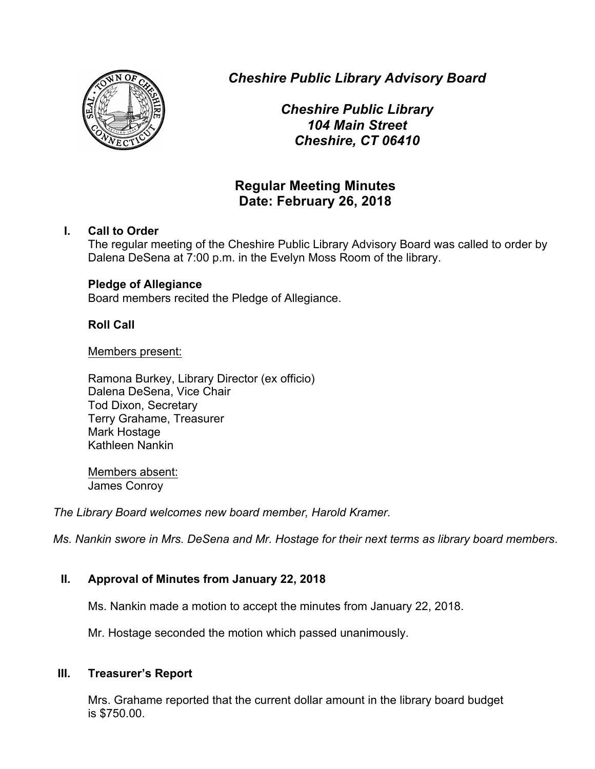***Cheshire Public Library Advisory Board***

***Cheshire Public Library***
***104 Main Street***
***Cheshire, CT 06410***

# Regular Meeting Minutes
## Date: February 26, 2018

**I. Call to Order**

The regular meeting of the Cheshire Public Library Advisory Board was called to order by Dalena DeSena at 7:00 p.m. in the Evelyn Moss Room of the library.

**Pledge of Allegiance**

Board members recited the Pledge of Allegiance.

**Roll Call**

<u>Members present:</u>

Ramona Burkey, Library Director (ex officio)
Dalena DeSena, Vice Chair
Tod Dixon, Secretary
Terry Grahame, Treasurer
Mark Hostage
Kathleen Nankin

<u>Members absent:</u>
James Conroy

*The Library Board welcomes new board member, Harold Kramer.*

*Ms. Nankin swore in Mrs. DeSena and Mr. Hostage for their next terms as library board members*.

**II. Approval of Minutes from January 22, 2018**

Ms. Nankin made a motion to accept the minutes from January 22, 2018.

Mr. Hostage seconded the motion which passed unanimously.

**III. Treasurer's Report**

Mrs. Grahame reported that the current dollar amount in the library board budget is $750.00.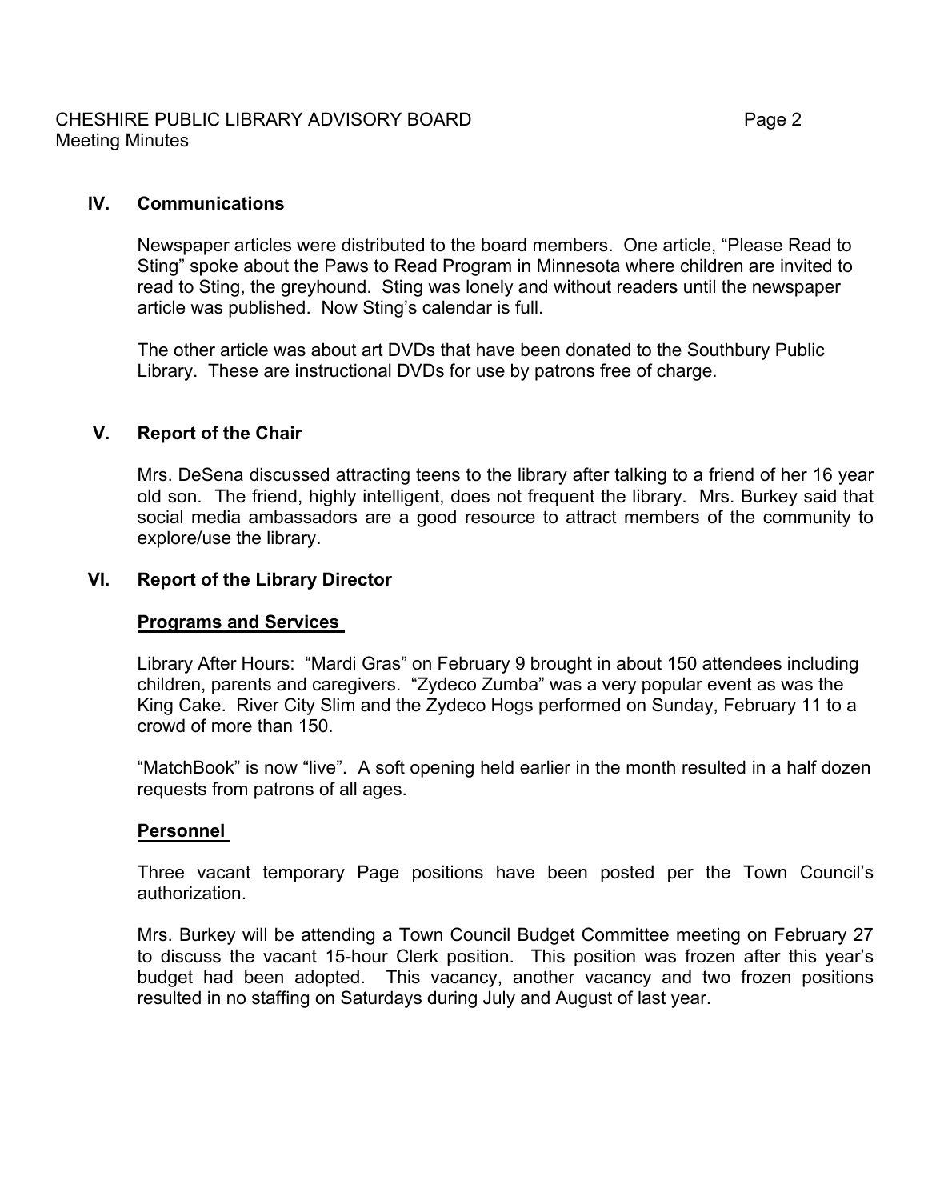## IV. Communications

Newspaper articles were distributed to the board members. One article, "Please Read to Sting" spoke about the Paws to Read Program in Minnesota where children are invited to read to Sting, the greyhound. Sting was lonely and without readers until the newspaper article was published. Now Sting's calendar is full.

The other article was about art DVDs that have been donated to the Southbury Public Library. These are instructional DVDs for use by patrons free of charge.

## V. Report of the Chair

Mrs. DeSena discussed attracting teens to the library after talking to a friend of her 16 year old son. The friend, highly intelligent, does not frequent the library. Mrs. Burkey said that social media ambassadors are a good resource to attract members of the community to explore/use the library.

## VI. Report of the Library Director

### Programs and Services

Library After Hours: "Mardi Gras" on February 9 brought in about 150 attendees including children, parents and caregivers. "Zydeco Zumba" was a very popular event as was the King Cake. River City Slim and the Zydeco Hogs performed on Sunday, February 11 to a crowd of more than 150.

"MatchBook" is now "live". A soft opening held earlier in the month resulted in a half dozen requests from patrons of all ages.

### Personnel

Three vacant temporary Page positions have been posted per the Town Council's authorization.

Mrs. Burkey will be attending a Town Council Budget Committee meeting on February 27 to discuss the vacant 15-hour Clerk position. This position was frozen after this year's budget had been adopted. This vacancy, another vacancy and two frozen positions resulted in no staffing on Saturdays during July and August of last year.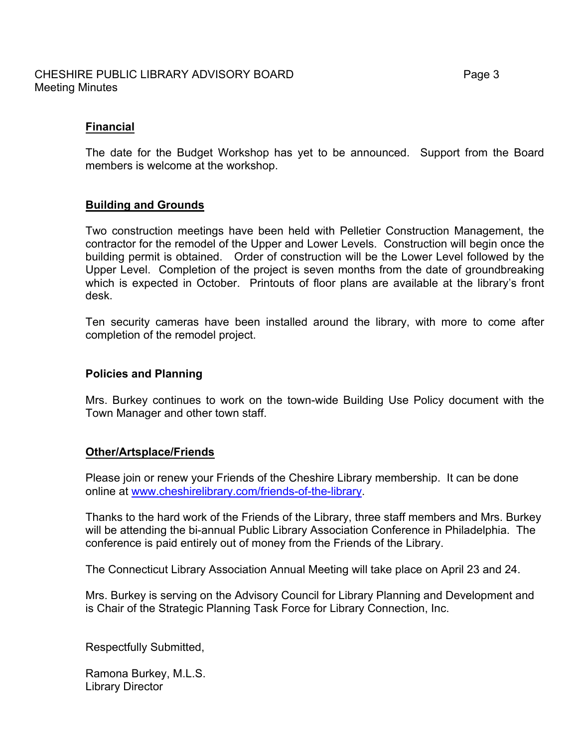## Financial

The date for the Budget Workshop has yet to be announced. Support from the Board members is welcome at the workshop.

## Building and Grounds

Two construction meetings have been held with Pelletier Construction Management, the contractor for the remodel of the Upper and Lower Levels. Construction will begin once the building permit is obtained. Order of construction will be the Lower Level followed by the Upper Level. Completion of the project is seven months from the date of groundbreaking which is expected in October. Printouts of floor plans are available at the library's front desk.

Ten security cameras have been installed around the library, with more to come after completion of the remodel project.

## Policies and Planning

Mrs. Burkey continues to work on the town-wide Building Use Policy document with the Town Manager and other town staff.

## Other/Artsplace/Friends

Please join or renew your Friends of the Cheshire Library membership. It can be done online at [www.cheshirelibrary.com/friends-of-the-library](http://www.cheshirelibrary.com/friends-of-the-library).

Thanks to the hard work of the Friends of the Library, three staff members and Mrs. Burkey will be attending the bi-annual Public Library Association Conference in Philadelphia. The conference is paid entirely out of money from the Friends of the Library.

The Connecticut Library Association Annual Meeting will take place on April 23 and 24.

Mrs. Burkey is serving on the Advisory Council for Library Planning and Development and is Chair of the Strategic Planning Task Force for Library Connection, Inc.

Respectfully Submitted,

Ramona Burkey, M.L.S.
Library Director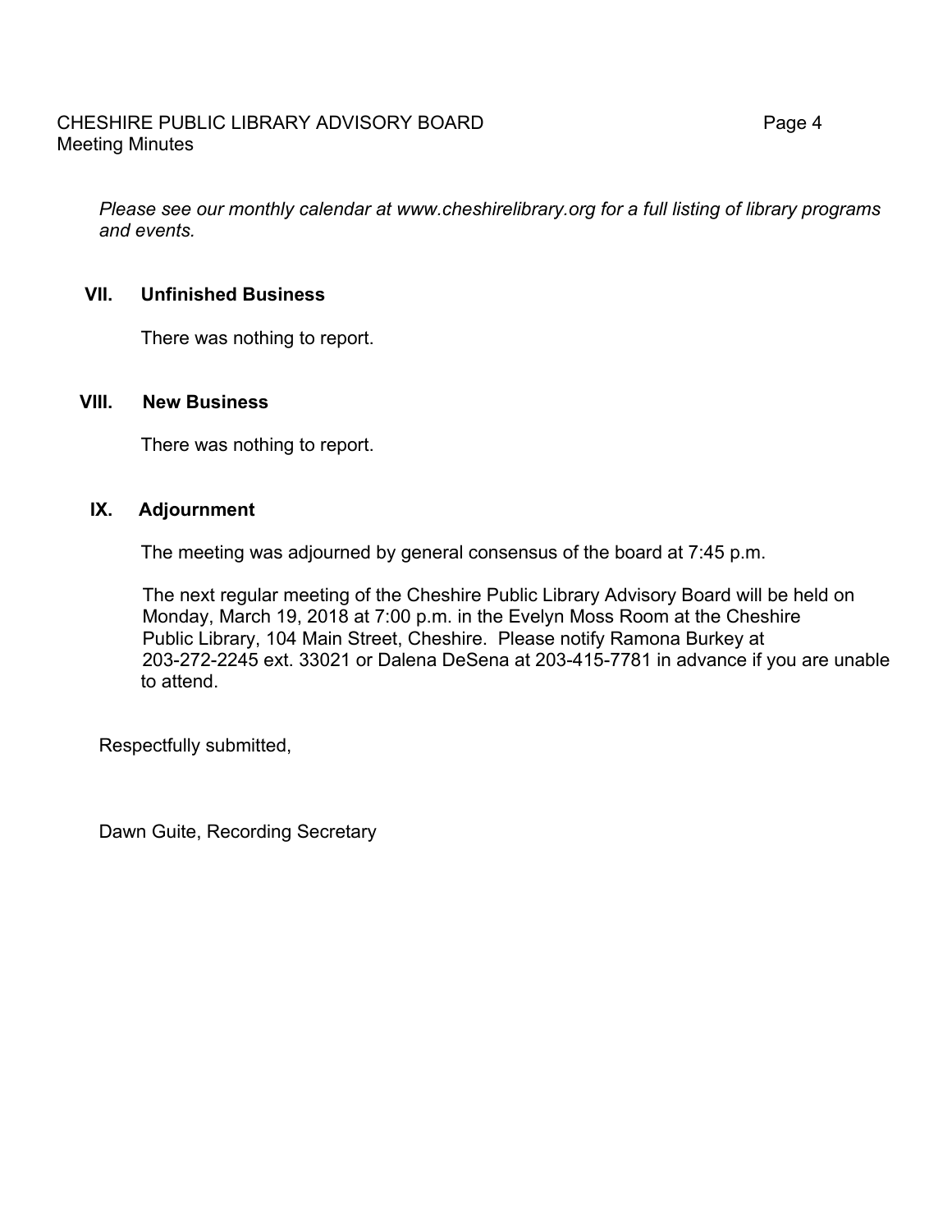*Please see our monthly calendar at www.cheshirelibrary.org for a full listing of library programs and events.*

## VII. Unfinished Business

There was nothing to report.

## VIII. New Business

There was nothing to report.

## IX. Adjournment

The meeting was adjourned by general consensus of the board at 7:45 p.m.

The next regular meeting of the Cheshire Public Library Advisory Board will be held on Monday, March 19, 2018 at 7:00 p.m. in the Evelyn Moss Room at the Cheshire Public Library, 104 Main Street, Cheshire. Please notify Ramona Burkey at 203-272-2245 ext. 33021 or Dalena DeSena at 203-415-7781 in advance if you are unable to attend.

Respectfully submitted,

Dawn Guite, Recording Secretary